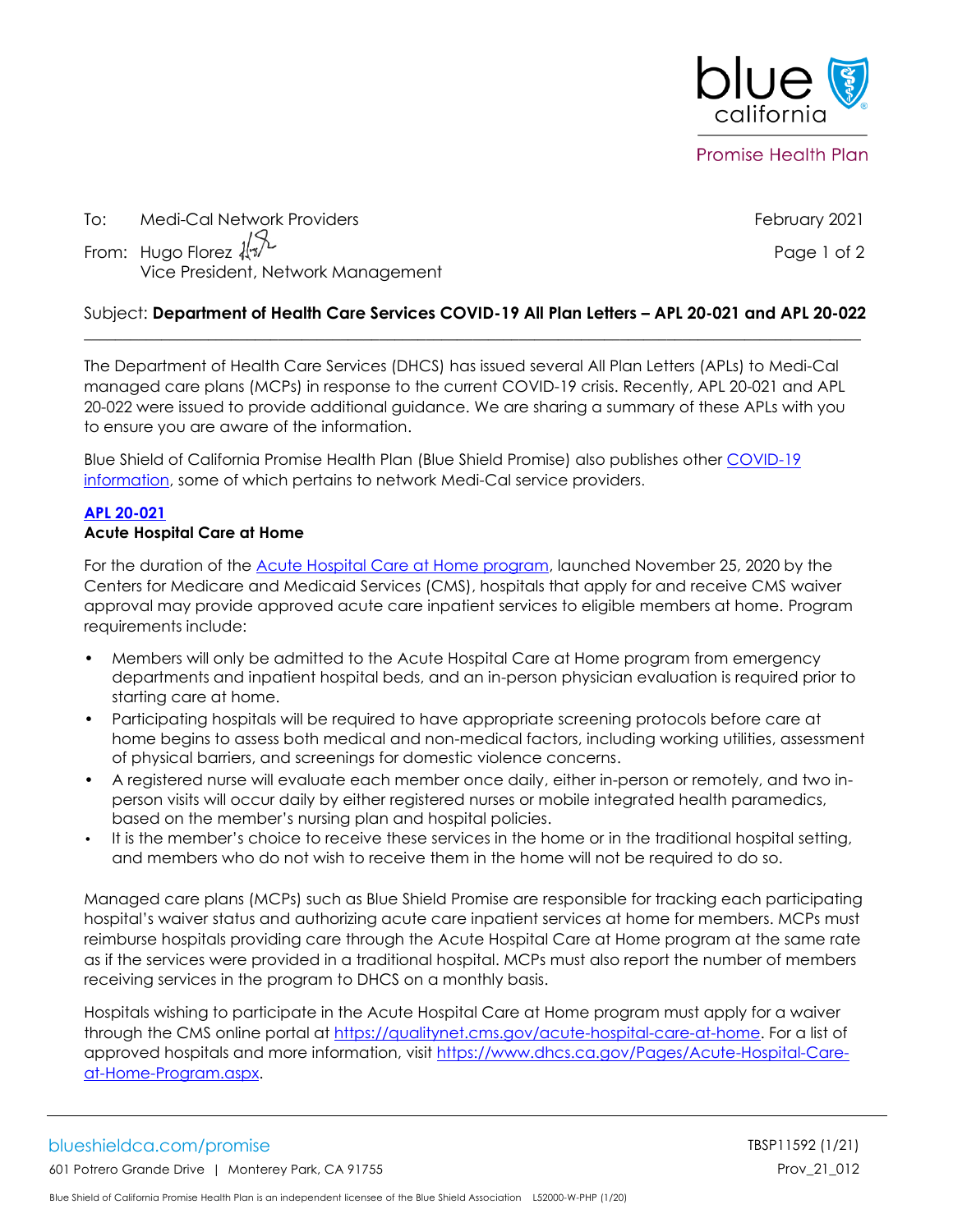blue california

Promise Health Plan

To: Medi-Cal Network Providers

February 2021

From: Hugo Florez
Vice President, Network Management

Subject: **Department of Health Care Services COVID-19 All Plan Letters – APL 20-021 and APL 20-022**

---

The Department of Health Care Services (DHCS) has issued several All Plan Letters (APLs) to Medi-Cal managed care plans (MCPs) in response to the current COVID-19 crisis. Recently, APL 20-021 and APL 20-022 were issued to provide additional guidance. We are sharing a summary of these APLs with you to ensure you are aware of the information.

Blue Shield of California Promise Health Plan (Blue Shield Promise) also publishes other COVID-19 information, some of which pertains to network Medi-Cal service providers.

### APL 20-021

**Acute Hospital Care at Home**

For the duration of the Acute Hospital Care at Home program, launched November 25, 2020 by the Centers for Medicare and Medicaid Services (CMS), hospitals that apply for and receive CMS waiver approval may provide approved acute care inpatient services to eligible members at home. Program requirements include:

- Members will only be admitted to the Acute Hospital Care at Home program from emergency departments and inpatient hospital beds, and an in-person physician evaluation is required prior to starting care at home.
- Participating hospitals will be required to have appropriate screening protocols before care at home begins to assess both medical and non-medical factors, including working utilities, assessment of physical barriers, and screenings for domestic violence concerns.
- A registered nurse will evaluate each member once daily, either in-person or remotely, and two in-person visits will occur daily by either registered nurses or mobile integrated health paramedics, based on the member's nursing plan and hospital policies.
- It is the member's choice to receive these services in the home or in the traditional hospital setting, and members who do not wish to receive them in the home will not be required to do so.

Managed care plans (MCPs) such as Blue Shield Promise are responsible for tracking each participating hospital's waiver status and authorizing acute care inpatient services at home for members. MCPs must reimburse hospitals providing care through the Acute Hospital Care at Home program at the same rate as if the services were provided in a traditional hospital. MCPs must also report the number of members receiving services in the program to DHCS on a monthly basis.

Hospitals wishing to participate in the Acute Hospital Care at Home program must apply for a waiver through the CMS online portal at https://qualitynet.cms.gov/acute-hospital-care-at-home. For a list of approved hospitals and more information, visit https://www.dhcs.ca.gov/Pages/Acute-Hospital-Care-at-Home-Program.aspx.

---

blueshieldca.com/promise

601 Potrero Grande Drive | Monterey Park, CA 91755

TBSP11592 (1/21)

Prov_21_012

Blue Shield of California Promise Health Plan is an independent licensee of the Blue Shield Association L52000-W-PHP (1/20)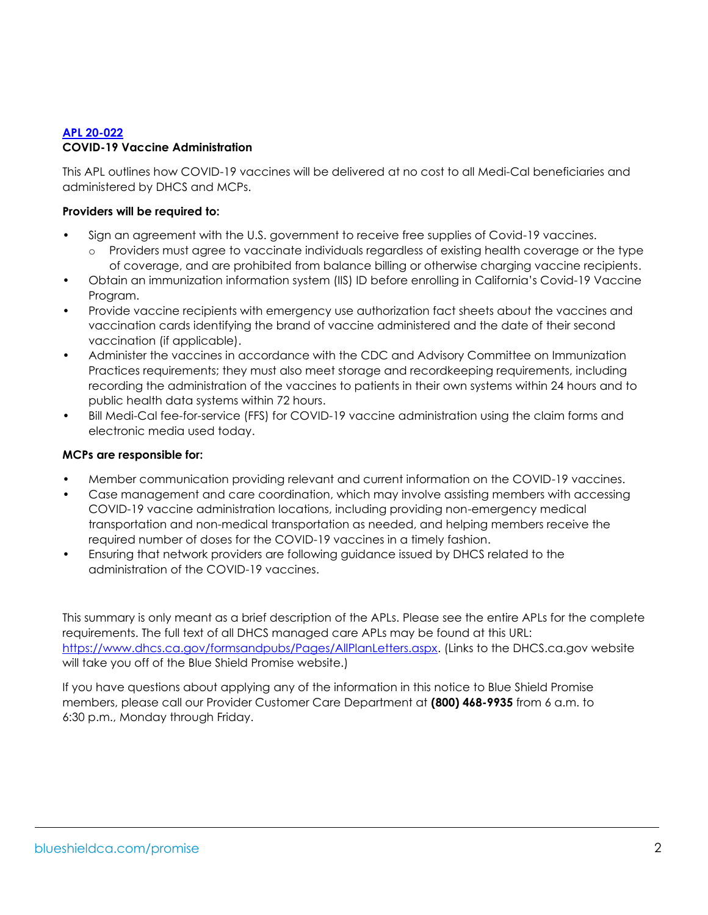[**APL 20-022**](#)
**COVID-19 Vaccine Administration**

This APL outlines how COVID-19 vaccines will be delivered at no cost to all Medi-Cal beneficiaries and administered by DHCS and MCPs.

**Providers will be required to:**

- Sign an agreement with the U.S. government to receive free supplies of Covid-19 vaccines.
  - Providers must agree to vaccinate individuals regardless of existing health coverage or the type of coverage, and are prohibited from balance billing or otherwise charging vaccine recipients.
- Obtain an immunization information system (IIS) ID before enrolling in California's Covid-19 Vaccine Program.
- Provide vaccine recipients with emergency use authorization fact sheets about the vaccines and vaccination cards identifying the brand of vaccine administered and the date of their second vaccination (if applicable).
- Administer the vaccines in accordance with the CDC and Advisory Committee on Immunization Practices requirements; they must also meet storage and recordkeeping requirements, including recording the administration of the vaccines to patients in their own systems within 24 hours and to public health data systems within 72 hours.
- Bill Medi-Cal fee-for-service (FFS) for COVID-19 vaccine administration using the claim forms and electronic media used today.

**MCPs are responsible for:**

- Member communication providing relevant and current information on the COVID-19 vaccines.
- Case management and care coordination, which may involve assisting members with accessing COVID-19 vaccine administration locations, including providing non-emergency medical transportation and non-medical transportation as needed, and helping members receive the required number of doses for the COVID-19 vaccines in a timely fashion.
- Ensuring that network providers are following guidance issued by DHCS related to the administration of the COVID-19 vaccines.

This summary is only meant as a brief description of the APLs. Please see the entire APLs for the complete requirements. The full text of all DHCS managed care APLs may be found at this URL: https://www.dhcs.ca.gov/formsandpubs/Pages/AllPlanLetters.aspx. (Links to the DHCS.ca.gov website will take you off of the Blue Shield Promise website.)

If you have questions about applying any of the information in this notice to Blue Shield Promise members, please call our Provider Customer Care Department at **(800) 468-9935** from 6 a.m. to 6:30 p.m., Monday through Friday.